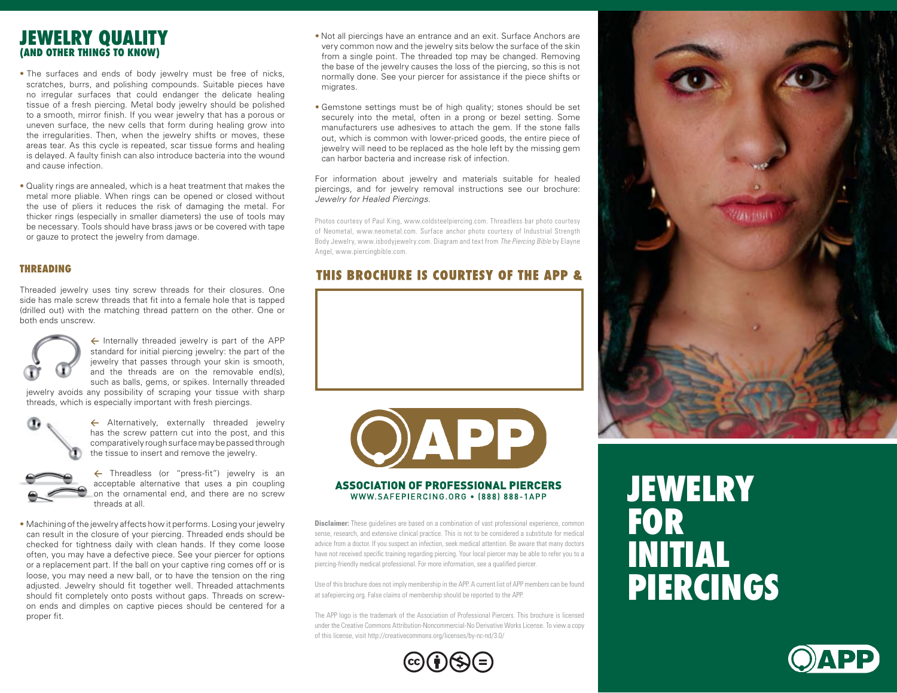# JEWELRY QUALITY
## (AND OTHER THINGS TO KNOW)

- The surfaces and ends of body jewelry must be free of nicks, scratches, burrs, and polishing compounds. Suitable pieces have no irregular surfaces that could endanger the delicate healing tissue of a fresh piercing. Metal body jewelry should be polished to a smooth, mirror finish. If you wear jewelry that has a porous or uneven surface, the new cells that form during healing grow into the irregularities. Then, when the jewelry shifts or moves, these areas tear. As this cycle is repeated, scar tissue forms and healing is delayed. A faulty finish can also introduce bacteria into the wound and cause infection.

- Quality rings are annealed, which is a heat treatment that makes the metal more pliable. When rings can be opened or closed without the use of pliers it reduces the risk of damaging the metal. For thicker rings (especially in smaller diameters) the use of tools may be necessary. Tools should have brass jaws or be covered with tape or gauze to protect the jewelry from damage.

### THREADING

Threaded jewelry uses tiny screw threads for their closures. One side has male screw threads that fit into a female hole that is tapped (drilled out) with the matching thread pattern on the other. One or both ends unscrew.

← Internally threaded jewelry is part of the APP standard for initial piercing jewelry: the part of the jewelry that passes through your skin is smooth, and the threads are on the removable end(s), such as balls, gems, or spikes. Internally threaded jewelry avoids any possibility of scraping your tissue with sharp threads, which is especially important with fresh piercings.

← Alternatively, externally threaded jewelry has the screw pattern cut into the post, and this comparatively rough surface may be passed through the tissue to insert and remove the jewelry.

← Threadless (or "press-fit") jewelry is an acceptable alternative that uses a pin coupling on the ornamental end, and there are no screw threads at all.

- Machining of the jewelry affects how it performs. Losing your jewelry can result in the closure of your piercing. Threaded ends should be checked for tightness daily with clean hands. If they come loose often, you may have a defective piece. See your piercer for options or a replacement part. If the ball on your captive ring comes off or is loose, you may need a new ball, or to have the tension on the ring adjusted. Jewelry should fit together well. Threaded attachments should fit completely onto posts without gaps. Threads on screw-on ends and dimples on captive pieces should be centered for a proper fit.

- Not all piercings have an entrance and an exit. Surface Anchors are very common now and the jewelry sits below the surface of the skin from a single point. The threaded top may be changed. Removing the base of the jewelry causes the loss of the piercing, so this is not normally done. See your piercer for assistance if the piece shifts or migrates.

- Gemstone settings must be of high quality; stones should be set securely into the metal, often in a prong or bezel setting. Some manufacturers use adhesives to attach the gem. If the stone falls out, which is common with lower-priced goods, the entire piece of jewelry will need to be replaced as the hole left by the missing gem can harbor bacteria and increase risk of infection.

For information about jewelry and materials suitable for healed piercings, and for jewelry removal instructions see our brochure: *Jewelry for Healed Piercings*.

Photos courtesy of Paul King, www.coldsteelpiercing.com. Threadless bar photo courtesy of Neometal, www.neometal.com. Surface anchor photo courtesy of Industrial Strength Body Jewelry, www.isbodyjewelry.com. Diagram and text from *The Piercing Bible* by Elayne Angel, www.piercingbible.com.

### THIS BROCHURE IS COURTESY OF THE APP &

**ASSOCIATION OF PROFESSIONAL PIERCERS**
WWW.SAFEPIERCING.ORG • (888) 888-1APP

**Disclaimer:** These guidelines are based on a combination of vast professional experience, common sense, research, and extensive clinical practice. This is not to be considered a substitute for medical advice from a doctor. If you suspect an infection, seek medical attention. Be aware that many doctors have not received specific training regarding piercing. Your local piercer may be able to refer you to a piercing-friendly medical professional. For more information, see a qualified piercer.

Use of this brochure does not imply membership in the APP. A current list of APP members can be found at safepiercing.org. False claims of membership should be reported to the APP.

The APP logo is the trademark of the Association of Professional Piercers. This brochure is licensed under the Creative Commons Attribution-Noncommercial-No Derivative Works License. To view a copy of this license, visit http://creativecommons.org/licenses/by-nc-nd/3.0/

# JEWELRY FOR INITIAL PIERCINGS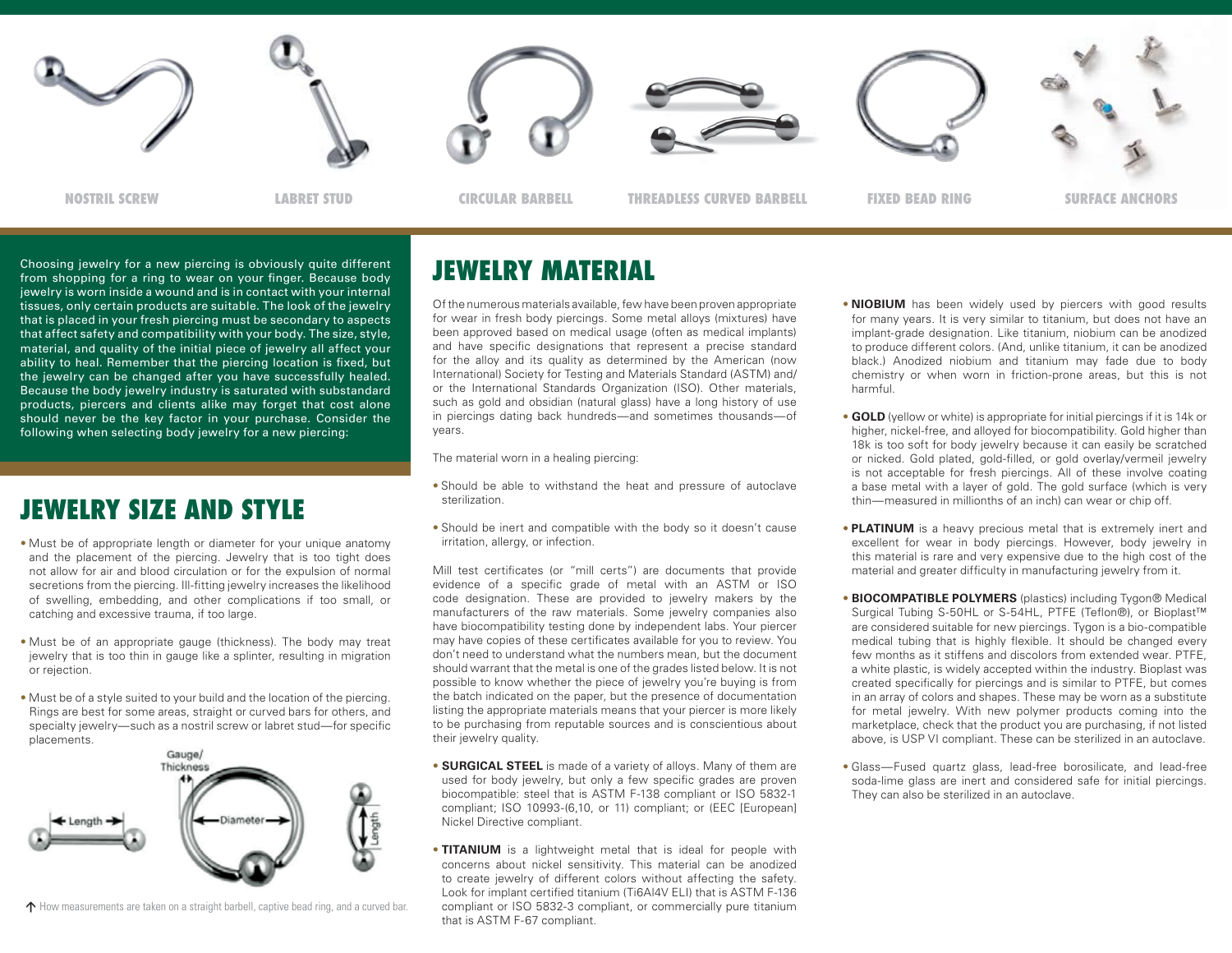NOSTRIL SCREW

LABRET STUD

CIRCULAR BARBELL

THREADLESS CURVED BARBELL

FIXED BEAD RING

SURFACE ANCHORS

Choosing jewelry for a new piercing is obviously quite different from shopping for a ring to wear on your finger. Because body jewelry is worn inside a wound and is in contact with your internal tissues, only certain products are suitable. The look of the jewelry that is placed in your fresh piercing must be secondary to aspects that affect safety and compatibility with your body. The size, style, material, and quality of the initial piece of jewelry all affect your ability to heal. Remember that the piercing location is fixed, but the jewelry can be changed after you have successfully healed. Because the body jewelry industry is saturated with substandard products, piercers and clients alike may forget that cost alone should never be the key factor in your purchase. Consider the following when selecting body jewelry for a new piercing:

## JEWELRY SIZE AND STYLE

- Must be of appropriate length or diameter for your unique anatomy and the placement of the piercing. Jewelry that is too tight does not allow for air and blood circulation or for the expulsion of normal secretions from the piercing. Ill-fitting jewelry increases the likelihood of swelling, embedding, and other complications if too small, or catching and excessive trauma, if too large.
- Must be of an appropriate gauge (thickness). The body may treat jewelry that is too thin in gauge like a splinter, resulting in migration or rejection.
- Must be of a style suited to your build and the location of the piercing. Rings are best for some areas, straight or curved bars for others, and specialty jewelry—such as a nostril screw or labret stud—for specific placements.

Gauge/ Thickness

Length

Diameter

Length

↑ How measurements are taken on a straight barbell, captive bead ring, and a curved bar.

## JEWELRY MATERIAL

Of the numerous materials available, few have been proven appropriate for wear in fresh body piercings. Some metal alloys (mixtures) have been approved based on medical usage (often as medical implants) and have specific designations that represent a precise standard for the alloy and its quality as determined by the American (now International) Society for Testing and Materials Standard (ASTM) and/ or the International Standards Organization (ISO). Other materials, such as gold and obsidian (natural glass) have a long history of use in piercings dating back hundreds—and sometimes thousands—of years.

The material worn in a healing piercing:

- Should be able to withstand the heat and pressure of autoclave sterilization.
- Should be inert and compatible with the body so it doesn't cause irritation, allergy, or infection.

Mill test certificates (or "mill certs") are documents that provide evidence of a specific grade of metal with an ASTM or ISO code designation. These are provided to jewelry makers by the manufacturers of the raw materials. Some jewelry companies also have biocompatibility testing done by independent labs. Your piercer may have copies of these certificates available for you to review. You don't need to understand what the numbers mean, but the document should warrant that the metal is one of the grades listed below. It is not possible to know whether the piece of jewelry you're buying is from the batch indicated on the paper, but the presence of documentation listing the appropriate materials means that your piercer is more likely to be purchasing from reputable sources and is conscientious about their jewelry quality.

- **SURGICAL STEEL** is made of a variety of alloys. Many of them are used for body jewelry, but only a few specific grades are proven biocompatible: steel that is ASTM F-138 compliant or ISO 5832-1 compliant; ISO 10993-(6,10, or 11) compliant; or (EEC [European] Nickel Directive compliant.
- **TITANIUM** is a lightweight metal that is ideal for people with concerns about nickel sensitivity. This material can be anodized to create jewelry of different colors without affecting the safety. Look for implant certified titanium (Ti6Al4V ELI) that is ASTM F-136 compliant or ISO 5832-3 compliant, or commercially pure titanium that is ASTM F-67 compliant.
- **NIOBIUM** has been widely used by piercers with good results for many years. It is very similar to titanium, but does not have an implant-grade designation. Like titanium, niobium can be anodized to produce different colors. (And, unlike titanium, it can be anodized black.) Anodized niobium and titanium may fade due to body chemistry or when worn in friction-prone areas, but this is not harmful.
- **GOLD** (yellow or white) is appropriate for initial piercings if it is 14k or higher, nickel-free, and alloyed for biocompatibility. Gold higher than 18k is too soft for body jewelry because it can easily be scratched or nicked. Gold plated, gold-filled, or gold overlay/vermeil jewelry is not acceptable for fresh piercings. All of these involve coating a base metal with a layer of gold. The gold surface (which is very thin—measured in millionths of an inch) can wear or chip off.
- **PLATINUM** is a heavy precious metal that is extremely inert and excellent for wear in body piercings. However, body jewelry in this material is rare and very expensive due to the high cost of the material and greater difficulty in manufacturing jewelry from it.
- **BIOCOMPATIBLE POLYMERS** (plastics) including Tygon® Medical Surgical Tubing S-50HL or S-54HL, PTFE (Teflon®), or Bioplast™ are considered suitable for new piercings. Tygon is a bio-compatible medical tubing that is highly flexible. It should be changed every few months as it stiffens and discolors from extended wear. PTFE, a white plastic, is widely accepted within the industry. Bioplast was created specifically for piercings and is similar to PTFE, but comes in an array of colors and shapes. These may be worn as a substitute for metal jewelry. With new polymer products coming into the marketplace, check that the product you are purchasing, if not listed above, is USP VI compliant. These can be sterilized in an autoclave.
- Glass—Fused quartz glass, lead-free borosilicate, and lead-free soda-lime glass are inert and considered safe for initial piercings. They can also be sterilized in an autoclave.